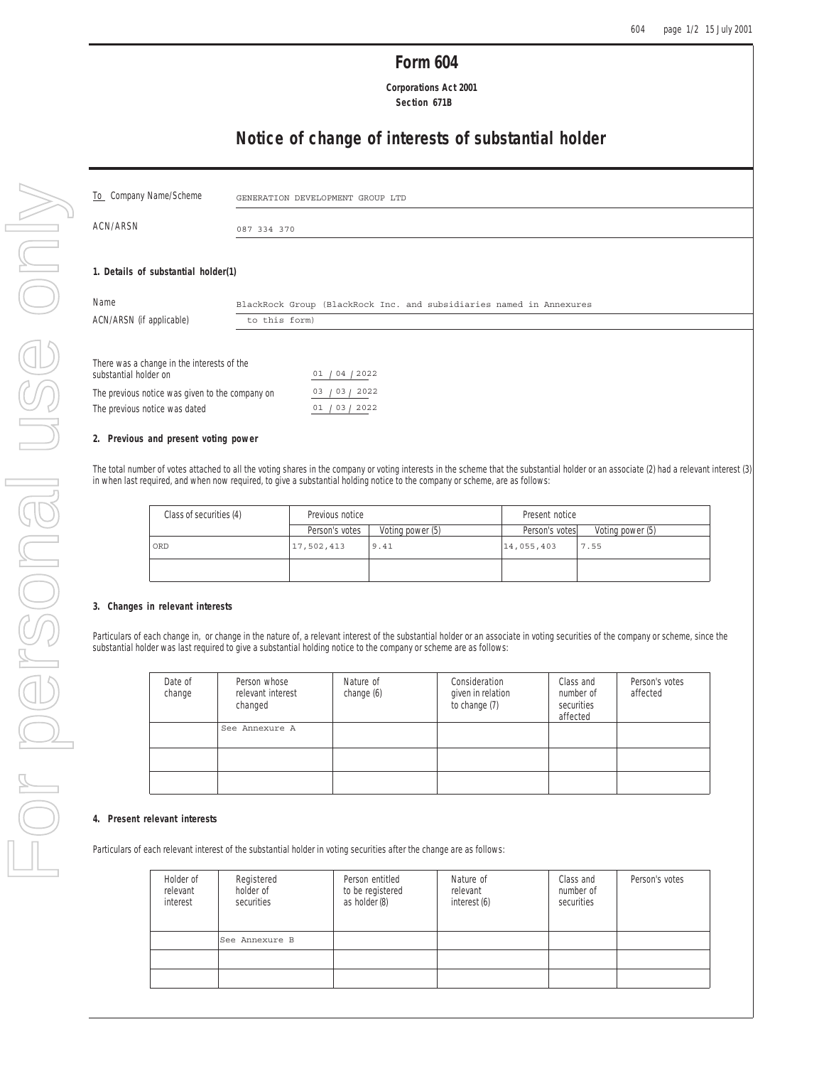# Form 604

**Corporations Act 2001**
**Section 671B**

## Notice of change of interests of substantial holder

| | |
|---|---|
| To Company Name/Scheme | GENERATION DEVELOPMENT GROUP LTD |
| ACN/ARSN | 087 334 370 |

### 1. Details of substantial holder(1)

| | |
|---|---|
| Name | BlackRock Group (BlackRock Inc. and subsidiaries named in Annexures to this form) |
| ACN/ARSN (if applicable) | |

| | |
|---|---|
| There was a change in the interests of the substantial holder on | 01 / 04 / 2022 |
| The previous notice was given to the company on | 03 / 03 / 2022 |
| The previous notice was dated | 01 / 03 / 2022 |

### 2. Previous and present voting power

The total number of votes attached to all the voting shares in the company or voting interests in the scheme that the substantial holder or an associate (2) had a relevant interest (3) in when last required, and when now required, to give a substantial holding notice to the company or scheme, are as follows:

| Class of securities (4) | Previous notice | | Present notice | |
|---|---|---|---|---|
| | Person's votes | Voting power (5) | Person's votes | Voting power (5) |
| ORD | 17,502,413 | 9.41 | 14,055,403 | 7.55 |
| | | | | |

### 3. Changes in relevant interests

Particulars of each change in, or change in the nature of, a relevant interest of the substantial holder or an associate in voting securities of the company or scheme, since the substantial holder was last required to give a substantial holding notice to the company or scheme are as follows:

| Date of change | Person whose relevant interest changed | Nature of change (6) | Consideration given in relation to change (7) | Class and number of securities affected | Person's votes affected |
|---|---|---|---|---|---|
| | See Annexure A | | | | |
| | | | | | |
| | | | | | |

### 4. Present relevant interests

Particulars of each relevant interest of the substantial holder in voting securities after the change are as follows:

| Holder of relevant interest | Registered holder of securities | Person entitled to be registered as holder (8) | Nature of relevant interest (6) | Class and number of securities | Person's votes |
|---|---|---|---|---|---|
| | See Annexure B | | | | |
| | | | | | |
| | | | | | |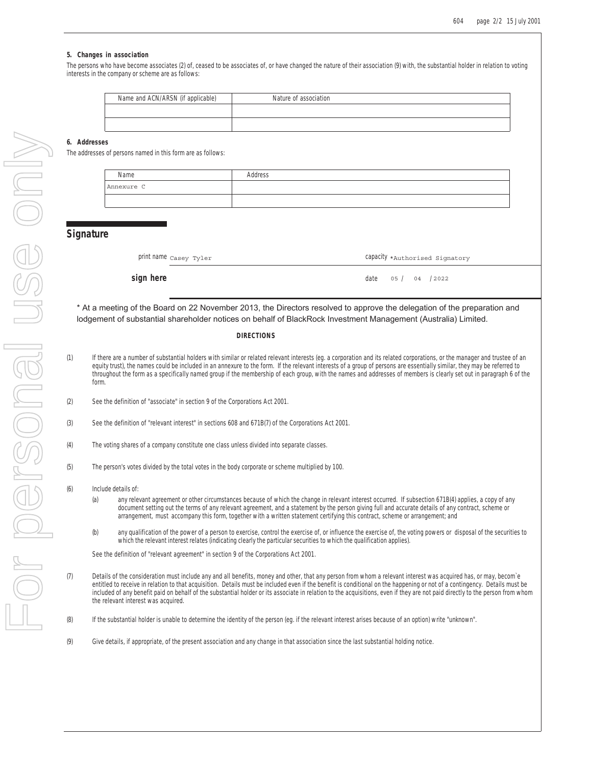### 5. Changes in association

The persons who have become associates (2) of, ceased to be associates of, or have changed the nature of their association (9) with, the substantial holder in relation to voting interests in the company or scheme are as follows:

| Name and ACN/ARSN (if applicable) | Nature of association |
|---|---|
| | |
| | |

### 6. Addresses

The addresses of persons named in this form are as follows:

| Name | Address |
|---|---|
| Annexure C | |
| | |

## Signature

print name Casey Tyler

capacity *Authorised Signatory

**sign here**

date 05 / 04 / 2022

* At a meeting of the Board on 22 November 2013, the Directors resolved to approve the delegation of the preparation and lodgement of substantial shareholder notices on behalf of BlackRock Investment Management (Australia) Limited.

**DIRECTIONS**

(1) If there are a number of substantial holders with similar or related relevant interests (eg. a corporation and its related corporations, or the manager and trustee of an equity trust), the names could be included in an annexure to the form. If the relevant interests of a group of persons are essentially similar, they may be referred to throughout the form as a specifically named group if the membership of each group, with the names and addresses of members is clearly set out in paragraph 6 of the form.

(2) See the definition of "associate" in section 9 of the Corporations Act 2001.

(3) See the definition of "relevant interest" in sections 608 and 671B(7) of the Corporations Act 2001.

(4) The voting shares of a company constitute one class unless divided into separate classes.

(5) The person's votes divided by the total votes in the body corporate or scheme multiplied by 100.

(6) Include details of:

(a) any relevant agreement or other circumstances because of which the change in relevant interest occurred. If subsection 671B(4) applies, a copy of any document setting out the terms of any relevant agreement, and a statement by the person giving full and accurate details of any contract, scheme or arrangement, must accompany this form, together with a written statement certifying this contract, scheme or arrangement; and

(b) any qualification of the power of a person to exercise, control the exercise of, or influence the exercise of, the voting powers or disposal of the securities to which the relevant interest relates (indicating clearly the particular securities to which the qualification applies).

See the definition of "relevant agreement" in section 9 of the Corporations Act 2001.

(7) Details of the consideration must include any and all benefits, money and other, that any person from whom a relevant interest was acquired has, or may, becom`e entitled to receive in relation to that acquisition. Details must be included even if the benefit is conditional on the happening or not of a contingency. Details must be included of any benefit paid on behalf of the substantial holder or its associate in relation to the acquisitions, even if they are not paid directly to the person from whom the relevant interest was acquired.

(8) If the substantial holder is unable to determine the identity of the person (eg. if the relevant interest arises because of an option) write "unknown".

(9) Give details, if appropriate, of the present association and any change in that association since the last substantial holding notice.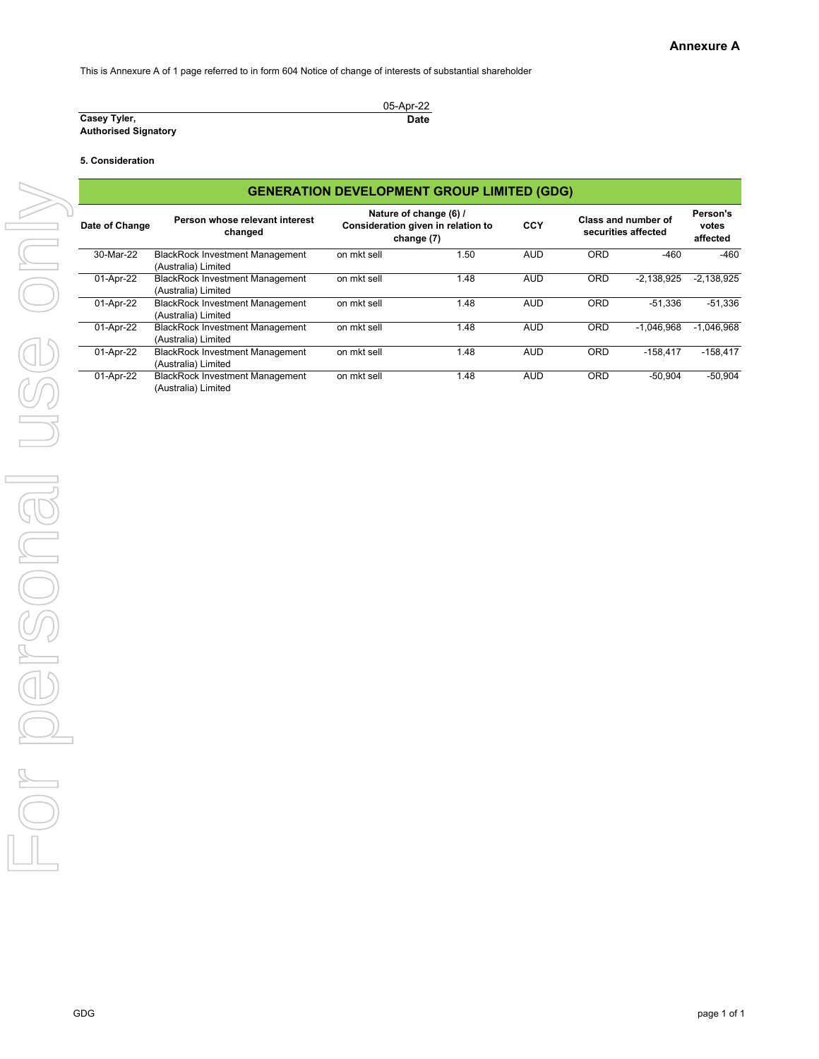## Annexure A

This is Annexure A of 1 page referred to in form 604 Notice of change of interests of substantial shareholder

| | |
|---|---|
| | 05-Apr-22 |
| **Casey Tyler,** **Authorised Signatory** | **Date** |

**5. Consideration**

| GENERATION DEVELOPMENT GROUP LIMITED (GDG) | | | | | | | |
|---|---|---|---|---|---|---|---|
| **Date of Change** | **Person whose relevant interest changed** | **Nature of change (6) / Consideration given in relation to change (7)** | | **CCY** | **Class and number of securities affected** | | **Person's votes affected** |
| 30-Mar-22 | BlackRock Investment Management (Australia) Limited | on mkt sell | 1.50 | AUD | ORD | -460 | -460 |
| 01-Apr-22 | BlackRock Investment Management (Australia) Limited | on mkt sell | 1.48 | AUD | ORD | -2,138,925 | -2,138,925 |
| 01-Apr-22 | BlackRock Investment Management (Australia) Limited | on mkt sell | 1.48 | AUD | ORD | -51,336 | -51,336 |
| 01-Apr-22 | BlackRock Investment Management (Australia) Limited | on mkt sell | 1.48 | AUD | ORD | -1,046,968 | -1,046,968 |
| 01-Apr-22 | BlackRock Investment Management (Australia) Limited | on mkt sell | 1.48 | AUD | ORD | -158,417 | -158,417 |
| 01-Apr-22 | BlackRock Investment Management (Australia) Limited | on mkt sell | 1.48 | AUD | ORD | -50,904 | -50,904 |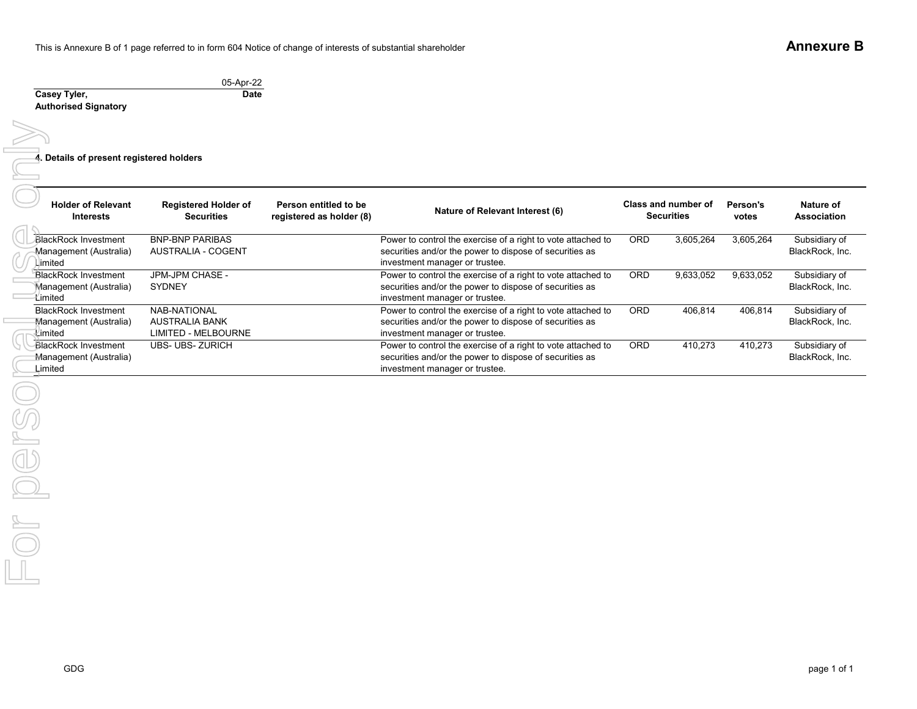This is Annexure B of 1 page referred to in form 604 Notice of change of interests of substantial shareholder

**Annexure B**

| | 05-Apr-22 |
|---|---|
| **Casey Tyler,** | **Date** |
| **Authorised Signatory** | |

**4. Details of present registered holders**

| Holder of Relevant Interests | Registered Holder of Securities | Person entitled to be registered as holder (8) | Nature of Relevant Interest (6) | Class and number of Securities | | Person's votes | Nature of Association |
|---|---|---|---|---|---|---|---|
| BlackRock Investment Management (Australia) Limited | BNP-BNP PARIBAS AUSTRALIA - COGENT | | Power to control the exercise of a right to vote attached to securities and/or the power to dispose of securities as investment manager or trustee. | ORD | 3,605,264 | 3,605,264 | Subsidiary of BlackRock, Inc. |
| BlackRock Investment Management (Australia) Limited | JPM-JPM CHASE - SYDNEY | | Power to control the exercise of a right to vote attached to securities and/or the power to dispose of securities as investment manager or trustee. | ORD | 9,633,052 | 9,633,052 | Subsidiary of BlackRock, Inc. |
| BlackRock Investment Management (Australia) Limited | NAB-NATIONAL AUSTRALIA BANK LIMITED - MELBOURNE | | Power to control the exercise of a right to vote attached to securities and/or the power to dispose of securities as investment manager or trustee. | ORD | 406,814 | 406,814 | Subsidiary of BlackRock, Inc. |
| BlackRock Investment Management (Australia) Limited | UBS- UBS- ZURICH | | Power to control the exercise of a right to vote attached to securities and/or the power to dispose of securities as investment manager or trustee. | ORD | 410,273 | 410,273 | Subsidiary of BlackRock, Inc. |

GDG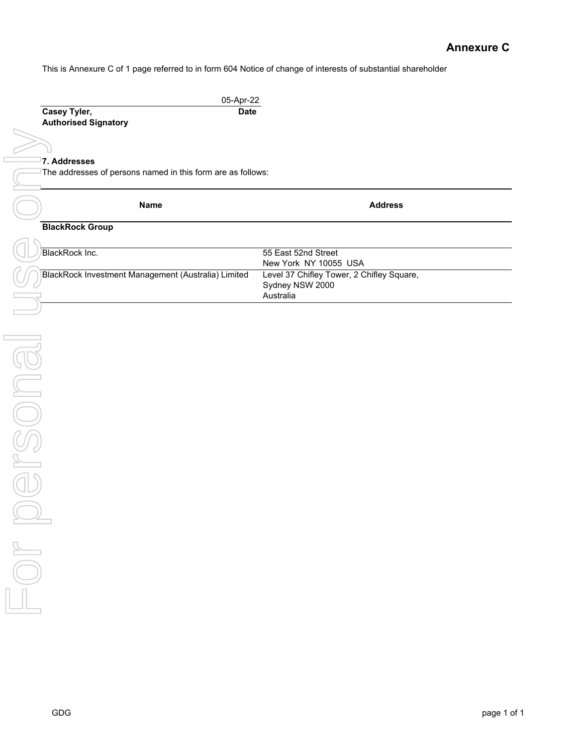# Annexure C

This is Annexure C of 1 page referred to in form 604 Notice of change of interests of substantial shareholder

| | |
|---|---|
| **Casey Tyler,** | 05-Apr-22 |
| **Authorised Signatory** | **Date** |

**7. Addresses**

The addresses of persons named in this form are as follows:

| Name | Address |
|---|---|
| **BlackRock Group** | |
| BlackRock Inc. | 55 East 52nd Street<br>New York NY 10055 USA |
| BlackRock Investment Management (Australia) Limited | Level 37 Chifley Tower, 2 Chifley Square,<br>Sydney NSW 2000<br>Australia |

GDG